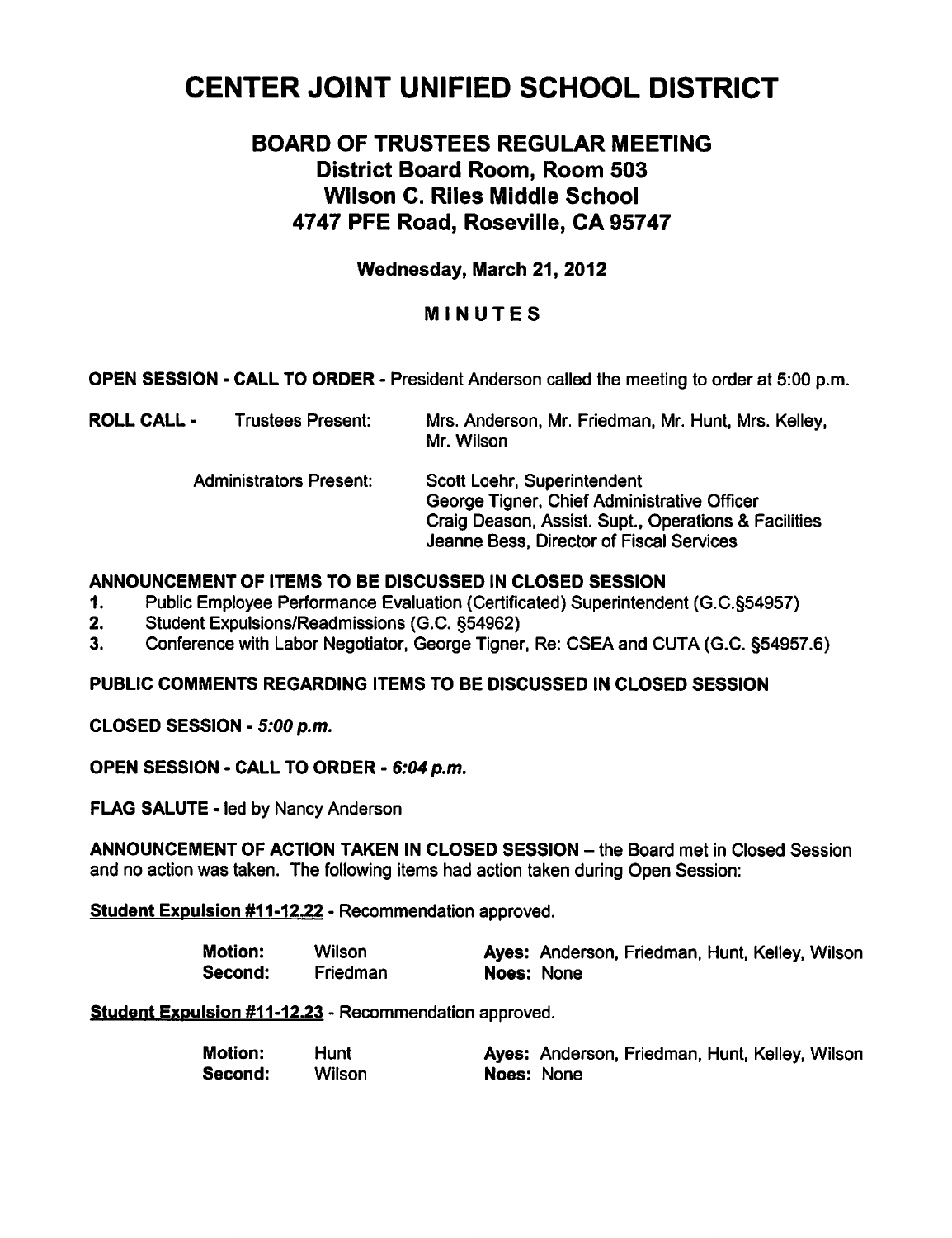# CENTER JOINT UNIFIED SCHOOL DISTRICT

## BOARD OF TRUSTEES REGULAR MEETING
## District Board Room, Room 503
## Wilson C. Riles Middle School
## 4747 PFE Road, Roseville, CA 95747

**Wednesday, March 21, 2012**

**MINUTES**

**OPEN SESSION - CALL TO ORDER -** President Anderson called the meeting to order at 5:00 p.m.

| | | |
|---|---|---|
| **ROLL CALL -** | Trustees Present: | Mrs. Anderson, Mr. Friedman, Mr. Hunt, Mrs. Kelley, Mr. Wilson |
| | Administrators Present: | Scott Loehr, Superintendent<br>George Tigner, Chief Administrative Officer<br>Craig Deason, Assist. Supt., Operations & Facilities<br>Jeanne Bess, Director of Fiscal Services |

**ANNOUNCEMENT OF ITEMS TO BE DISCUSSED IN CLOSED SESSION**

1. Public Employee Performance Evaluation (Certificated) Superintendent (G.C.§54957)
2. Student Expulsions/Readmissions (G.C. §54962)
3. Conference with Labor Negotiator, George Tigner, Re: CSEA and CUTA (G.C. §54957.6)

**PUBLIC COMMENTS REGARDING ITEMS TO BE DISCUSSED IN CLOSED SESSION**

**CLOSED SESSION -** ***5:00 p.m.***

**OPEN SESSION - CALL TO ORDER -** ***6:04 p.m.***

**FLAG SALUTE -** led by Nancy Anderson

**ANNOUNCEMENT OF ACTION TAKEN IN CLOSED SESSION** – the Board met in Closed Session and no action was taken. The following items had action taken during Open Session:

**Student Expulsion #11-12.22** - Recommendation approved.

| | | |
|---|---|---|
| **Motion:** Wilson | | **Ayes:** Anderson, Friedman, Hunt, Kelley, Wilson |
| **Second:** Friedman | | **Noes:** None |

**Student Expulsion #11-12.23** - Recommendation approved.

| | | |
|---|---|---|
| **Motion:** Hunt | | **Ayes:** Anderson, Friedman, Hunt, Kelley, Wilson |
| **Second:** Wilson | | **Noes:** None |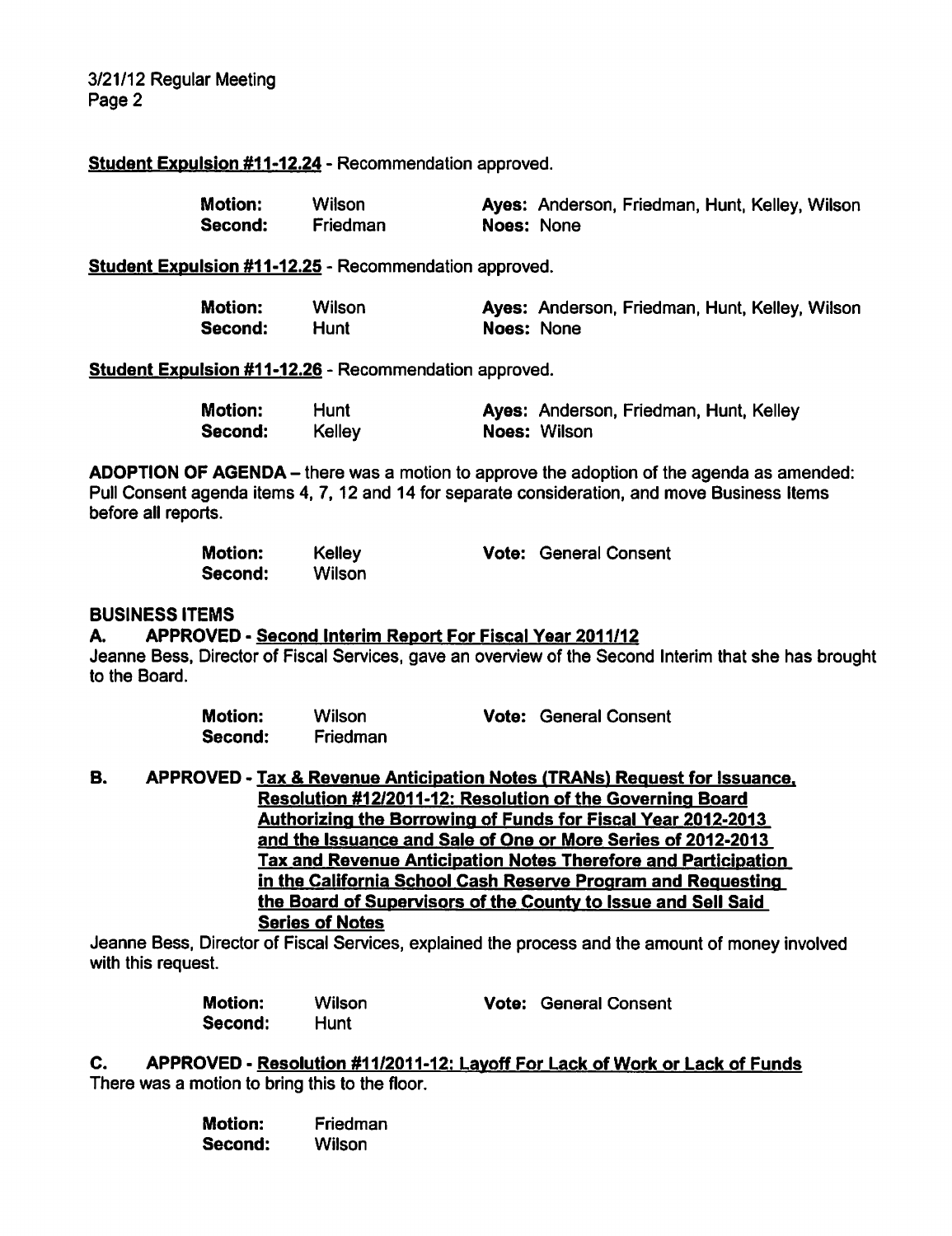**Student Expulsion #11-12.24** - Recommendation approved.

| | | | |
|---|---|---|---|
| **Motion:** | Wilson | **Ayes:** | Anderson, Friedman, Hunt, Kelley, Wilson |
| **Second:** | Friedman | **Noes:** | None |

**Student Expulsion #11-12.25** - Recommendation approved.

| | | | |
|---|---|---|---|
| **Motion:** | Wilson | **Ayes:** | Anderson, Friedman, Hunt, Kelley, Wilson |
| **Second:** | Hunt | **Noes:** | None |

**Student Expulsion #11-12.26** - Recommendation approved.

| | | | |
|---|---|---|---|
| **Motion:** | Hunt | **Ayes:** | Anderson, Friedman, Hunt, Kelley |
| **Second:** | Kelley | **Noes:** | Wilson |

**ADOPTION OF AGENDA** – there was a motion to approve the adoption of the agenda as amended: Pull Consent agenda items 4, 7, 12 and 14 for separate consideration, and move Business Items before all reports.

| | | | |
|---|---|---|---|
| **Motion:** | Kelley | **Vote:** | General Consent |
| **Second:** | Wilson | | |

## BUSINESS ITEMS

**A. APPROVED - Second Interim Report For Fiscal Year 2011/12**

Jeanne Bess, Director of Fiscal Services, gave an overview of the Second Interim that she has brought to the Board.

| | | | |
|---|---|---|---|
| **Motion:** | Wilson | **Vote:** | General Consent |
| **Second:** | Friedman | | |

**B. APPROVED - Tax & Revenue Anticipation Notes (TRANs) Request for Issuance, Resolution #12/2011-12: Resolution of the Governing Board Authorizing the Borrowing of Funds for Fiscal Year 2012-2013 and the Issuance and Sale of One or More Series of 2012-2013 Tax and Revenue Anticipation Notes Therefore and Participation in the California School Cash Reserve Program and Requesting the Board of Supervisors of the County to Issue and Sell Said Series of Notes**

Jeanne Bess, Director of Fiscal Services, explained the process and the amount of money involved with this request.

| | | | |
|---|---|---|---|
| **Motion:** | Wilson | **Vote:** | General Consent |
| **Second:** | Hunt | | |

**C. APPROVED - Resolution #11/2011-12: Layoff For Lack of Work or Lack of Funds**

There was a motion to bring this to the floor.

| | |
|---|---|
| **Motion:** | Friedman |
| **Second:** | Wilson |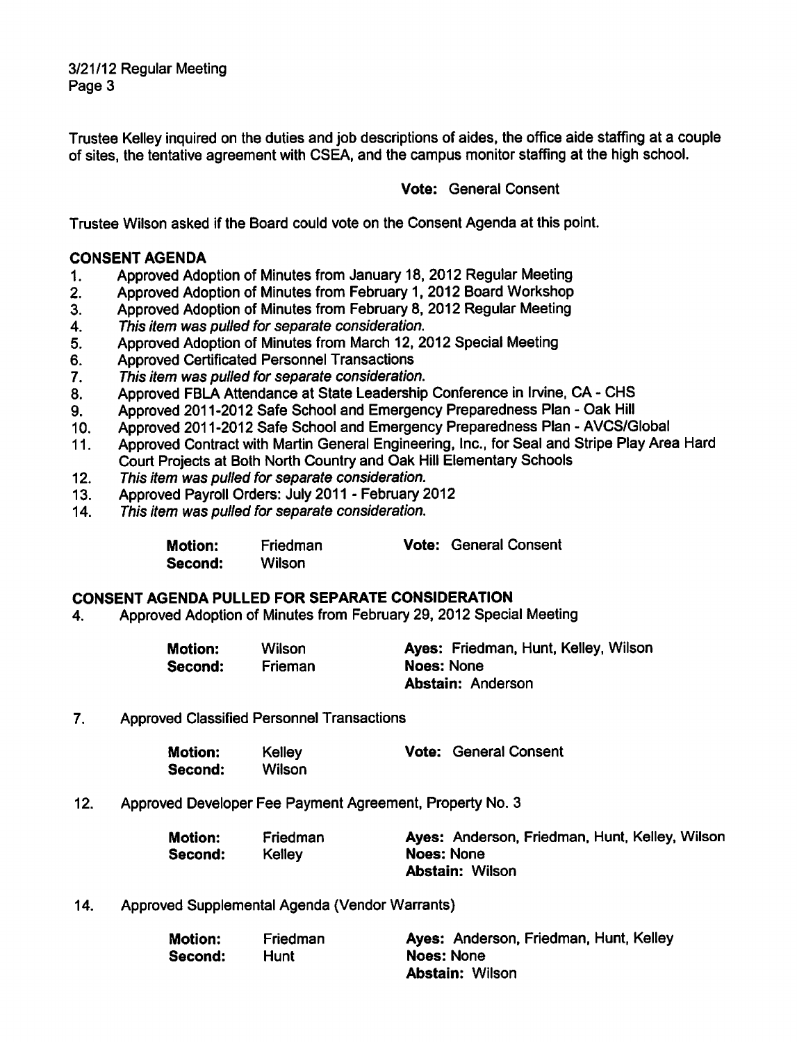Trustee Kelley inquired on the duties and job descriptions of aides, the office aide staffing at a couple of sites, the tentative agreement with CSEA, and the campus monitor staffing at the high school.

**Vote:** General Consent

Trustee Wilson asked if the Board could vote on the Consent Agenda at this point.

## CONSENT AGENDA

1. Approved Adoption of Minutes from January 18, 2012 Regular Meeting
2. Approved Adoption of Minutes from February 1, 2012 Board Workshop
3. Approved Adoption of Minutes from February 8, 2012 Regular Meeting
4. *This item was pulled for separate consideration.*
5. Approved Adoption of Minutes from March 12, 2012 Special Meeting
6. Approved Certificated Personnel Transactions
7. *This item was pulled for separate consideration.*
8. Approved FBLA Attendance at State Leadership Conference in Irvine, CA - CHS
9. Approved 2011-2012 Safe School and Emergency Preparedness Plan - Oak Hill
10. Approved 2011-2012 Safe School and Emergency Preparedness Plan - AVCS/Global
11. Approved Contract with Martin General Engineering, Inc., for Seal and Stripe Play Area Hard Court Projects at Both North Country and Oak Hill Elementary Schools
12. *This item was pulled for separate consideration.*
13. Approved Payroll Orders: July 2011 - February 2012
14. *This item was pulled for separate consideration.*

**Motion:** Friedman **Vote:** General Consent
**Second:** Wilson

## CONSENT AGENDA PULLED FOR SEPARATE CONSIDERATION

4. Approved Adoption of Minutes from February 29, 2012 Special Meeting

**Motion:** Wilson **Ayes:** Friedman, Hunt, Kelley, Wilson
**Second:** Frieman **Noes:** None
**Abstain:** Anderson

7. Approved Classified Personnel Transactions

**Motion:** Kelley **Vote:** General Consent
**Second:** Wilson

12. Approved Developer Fee Payment Agreement, Property No. 3

**Motion:** Friedman **Ayes:** Anderson, Friedman, Hunt, Kelley, Wilson
**Second:** Kelley **Noes:** None
**Abstain:** Wilson

14. Approved Supplemental Agenda (Vendor Warrants)

**Motion:** Friedman **Ayes:** Anderson, Friedman, Hunt, Kelley
**Second:** Hunt **Noes:** None
**Abstain:** Wilson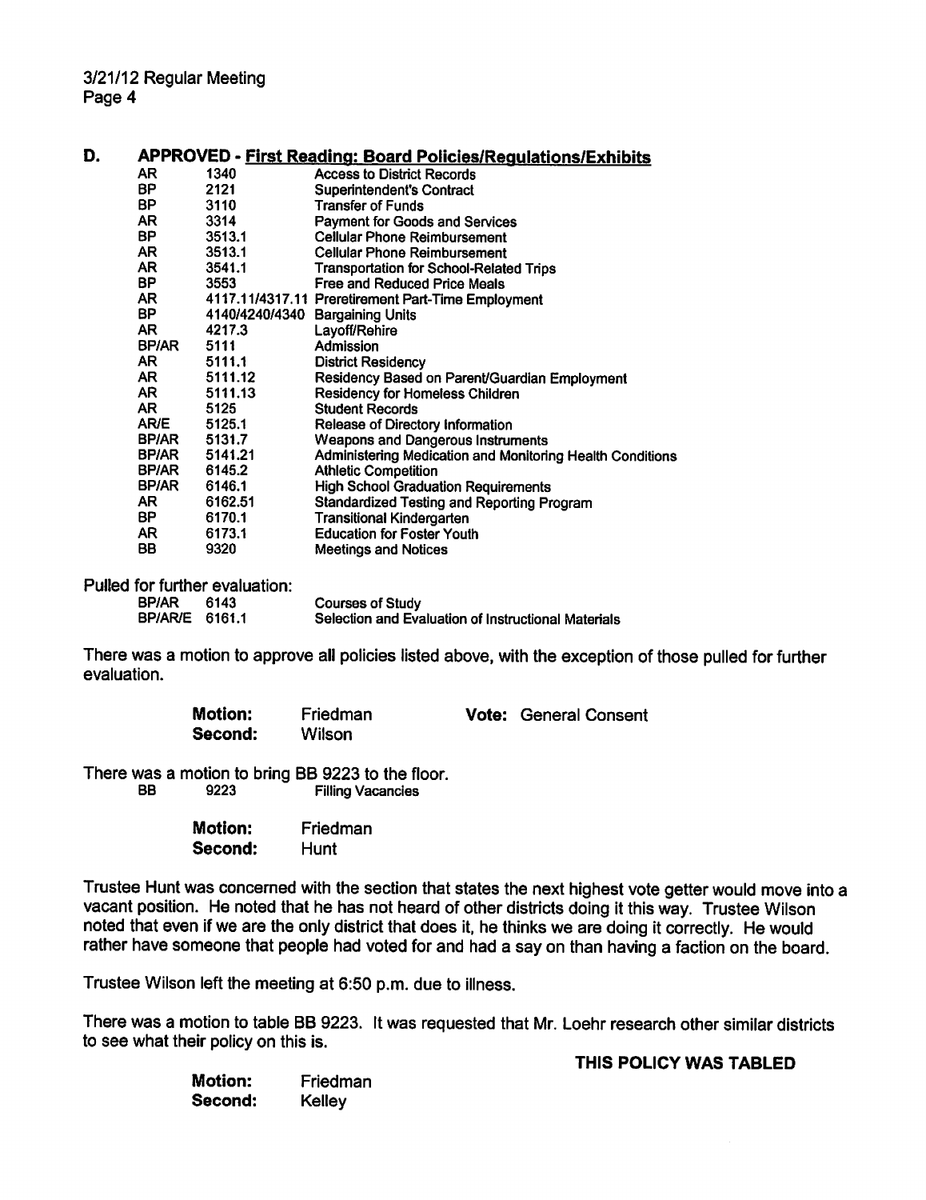## D. APPROVED - First Reading: Board Policies/Regulations/Exhibits

| | | |
|---|---|---|
| AR | 1340 | Access to District Records |
| BP | 2121 | Superintendent's Contract |
| BP | 3110 | Transfer of Funds |
| AR | 3314 | Payment for Goods and Services |
| BP | 3513.1 | Cellular Phone Reimbursement |
| AR | 3513.1 | Cellular Phone Reimbursement |
| AR | 3541.1 | Transportation for School-Related Trips |
| BP | 3553 | Free and Reduced Price Meals |
| AR | 4117.11/4317.11 | Preretirement Part-Time Employment |
| BP | 4140/4240/4340 | Bargaining Units |
| AR | 4217.3 | Layoff/Rehire |
| BP/AR | 5111 | Admission |
| AR | 5111.1 | District Residency |
| AR | 5111.12 | Residency Based on Parent/Guardian Employment |
| AR | 5111.13 | Residency for Homeless Children |
| AR | 5125 | Student Records |
| AR/E | 5125.1 | Release of Directory Information |
| BP/AR | 5131.7 | Weapons and Dangerous Instruments |
| BP/AR | 5141.21 | Administering Medication and Monitoring Health Conditions |
| BP/AR | 6145.2 | Athletic Competition |
| BP/AR | 6146.1 | High School Graduation Requirements |
| AR | 6162.51 | Standardized Testing and Reporting Program |
| BP | 6170.1 | Transitional Kindergarten |
| AR | 6173.1 | Education for Foster Youth |
| BB | 9320 | Meetings and Notices |

Pulled for further evaluation:

| | | |
|---|---|---|
| BP/AR | 6143 | Courses of Study |
| BP/AR/E | 6161.1 | Selection and Evaluation of Instructional Materials |

There was a motion to approve all policies listed above, with the exception of those pulled for further evaluation.

**Motion:** Friedman **Vote:** General Consent
**Second:** Wilson

There was a motion to bring BB 9223 to the floor.

BB 9223 Filling Vacancies

**Motion:** Friedman
**Second:** Hunt

Trustee Hunt was concerned with the section that states the next highest vote getter would move into a vacant position. He noted that he has not heard of other districts doing it this way. Trustee Wilson noted that even if we are the only district that does it, he thinks we are doing it correctly. He would rather have someone that people had voted for and had a say on than having a faction on the board.

Trustee Wilson left the meeting at 6:50 p.m. due to illness.

There was a motion to table BB 9223. It was requested that Mr. Loehr research other similar districts to see what their policy on this is.

**THIS POLICY WAS TABLED**

**Motion:** Friedman
**Second:** Kelley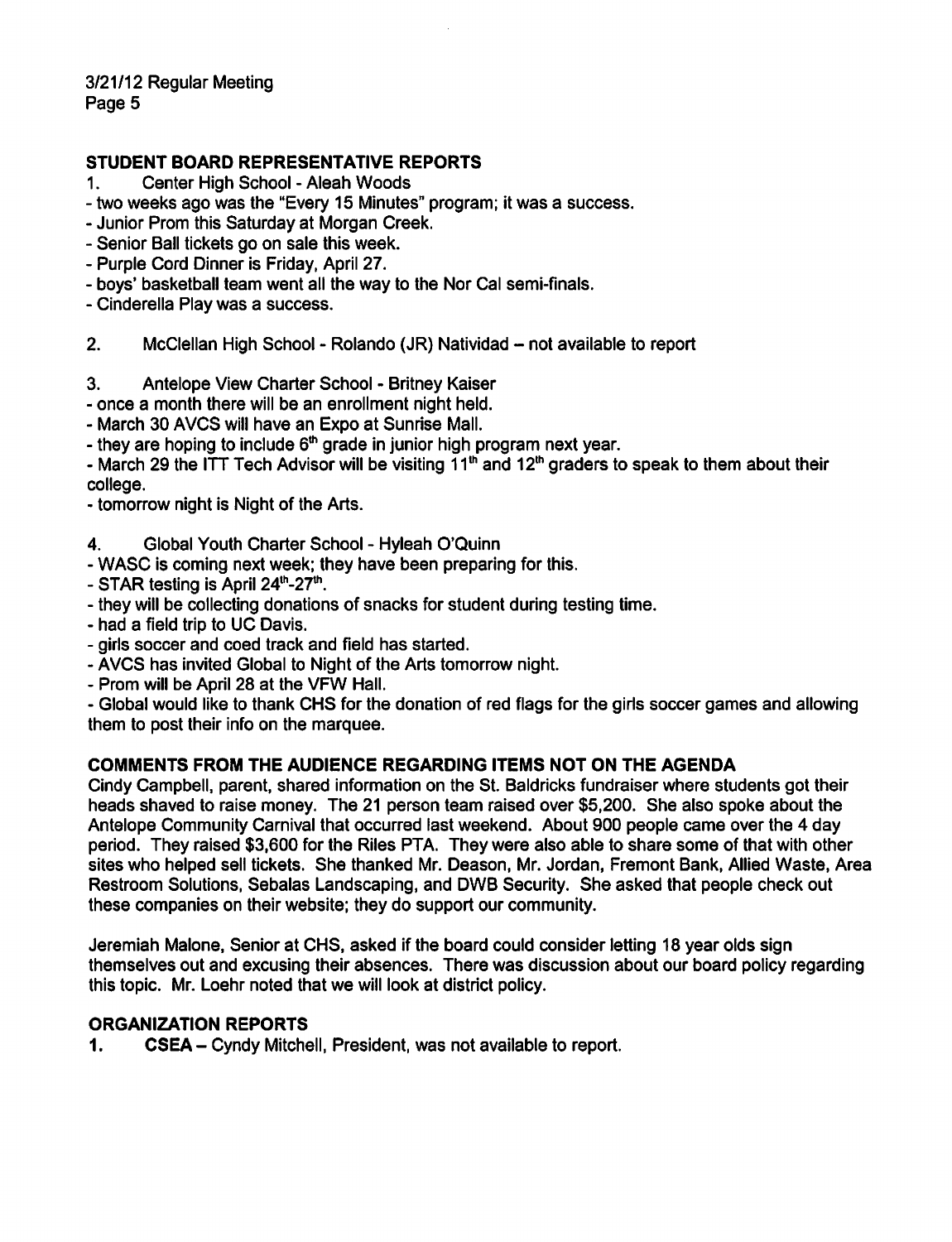## STUDENT BOARD REPRESENTATIVE REPORTS

1. Center High School - Aleah Woods

- two weeks ago was the "Every 15 Minutes" program; it was a success.
- Junior Prom this Saturday at Morgan Creek.
- Senior Ball tickets go on sale this week.
- Purple Cord Dinner is Friday, April 27.
- boys' basketball team went all the way to the Nor Cal semi-finals.
- Cinderella Play was a success.

2. McClellan High School - Rolando (JR) Natividad – not available to report

3. Antelope View Charter School - Britney Kaiser

- once a month there will be an enrollment night held.
- March 30 AVCS will have an Expo at Sunrise Mall.
- they are hoping to include 6th grade in junior high program next year.
- March 29 the ITT Tech Advisor will be visiting 11th and 12th graders to speak to them about their college.
- tomorrow night is Night of the Arts.

4. Global Youth Charter School - Hyleah O'Quinn

- WASC is coming next week; they have been preparing for this.
- STAR testing is April 24th-27th.
- they will be collecting donations of snacks for student during testing time.
- had a field trip to UC Davis.
- girls soccer and coed track and field has started.
- AVCS has invited Global to Night of the Arts tomorrow night.
- Prom will be April 28 at the VFW Hall.
- Global would like to thank CHS for the donation of red flags for the girls soccer games and allowing them to post their info on the marquee.

## COMMENTS FROM THE AUDIENCE REGARDING ITEMS NOT ON THE AGENDA

Cindy Campbell, parent, shared information on the St. Baldricks fundraiser where students got their heads shaved to raise money. The 21 person team raised over $5,200. She also spoke about the Antelope Community Carnival that occurred last weekend. About 900 people came over the 4 day period. They raised $3,600 for the Riles PTA. They were also able to share some of that with other sites who helped sell tickets. She thanked Mr. Deason, Mr. Jordan, Fremont Bank, Allied Waste, Area Restroom Solutions, Sebalas Landscaping, and DWB Security. She asked that people check out these companies on their website; they do support our community.

Jeremiah Malone, Senior at CHS, asked if the board could consider letting 18 year olds sign themselves out and excusing their absences. There was discussion about our board policy regarding this topic. Mr. Loehr noted that we will look at district policy.

## ORGANIZATION REPORTS

1. **CSEA** – Cyndy Mitchell, President, was not available to report.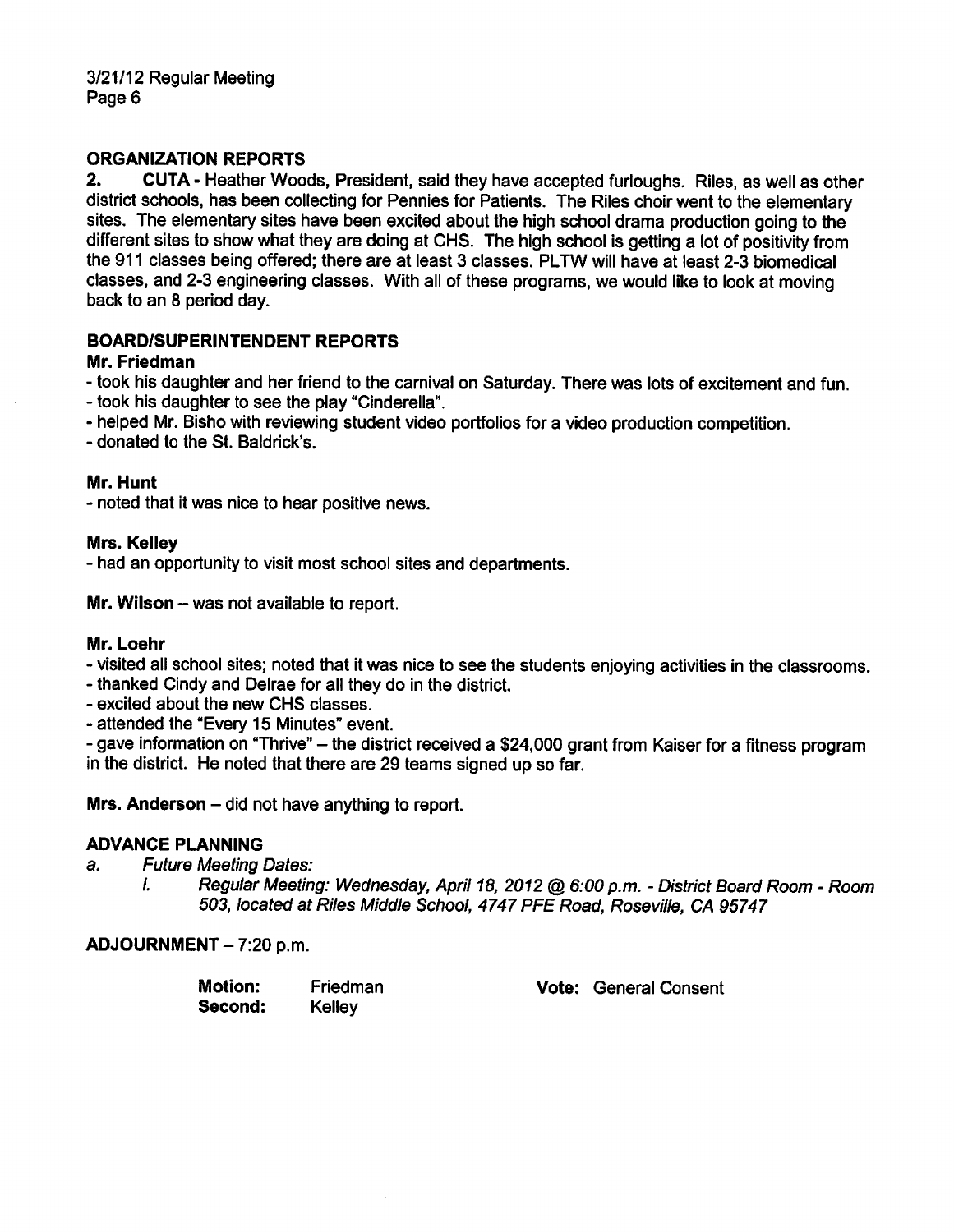## ORGANIZATION REPORTS

2. **CUTA** - Heather Woods, President, said they have accepted furloughs. Riles, as well as other district schools, has been collecting for Pennies for Patients. The Riles choir went to the elementary sites. The elementary sites have been excited about the high school drama production going to the different sites to show what they are doing at CHS. The high school is getting a lot of positivity from the 911 classes being offered; there are at least 3 classes. PLTW will have at least 2-3 biomedical classes, and 2-3 engineering classes. With all of these programs, we would like to look at moving back to an 8 period day.

## BOARD/SUPERINTENDENT REPORTS

### Mr. Friedman

- took his daughter and her friend to the carnival on Saturday. There was lots of excitement and fun.
- took his daughter to see the play "Cinderella".
- helped Mr. Bisho with reviewing student video portfolios for a video production competition.
- donated to the St. Baldrick's.

### Mr. Hunt

- noted that it was nice to hear positive news.

### Mrs. Kelley

- had an opportunity to visit most school sites and departments.

**Mr. Wilson** – was not available to report.

### Mr. Loehr

- visited all school sites; noted that it was nice to see the students enjoying activities in the classrooms.
- thanked Cindy and Delrae for all they do in the district.
- excited about the new CHS classes.
- attended the "Every 15 Minutes" event.
- gave information on "Thrive" – the district received a $24,000 grant from Kaiser for a fitness program in the district. He noted that there are 29 teams signed up so far.

**Mrs. Anderson** – did not have anything to report.

## ADVANCE PLANNING

a. *Future Meeting Dates:*

   i. *Regular Meeting: Wednesday, April 18, 2012 @ 6:00 p.m. - District Board Room - Room 503, located at Riles Middle School, 4747 PFE Road, Roseville, CA 95747*

## ADJOURNMENT – 7:20 p.m.

**Motion:** Friedman  
**Second:** Kelley  
**Vote:** General Consent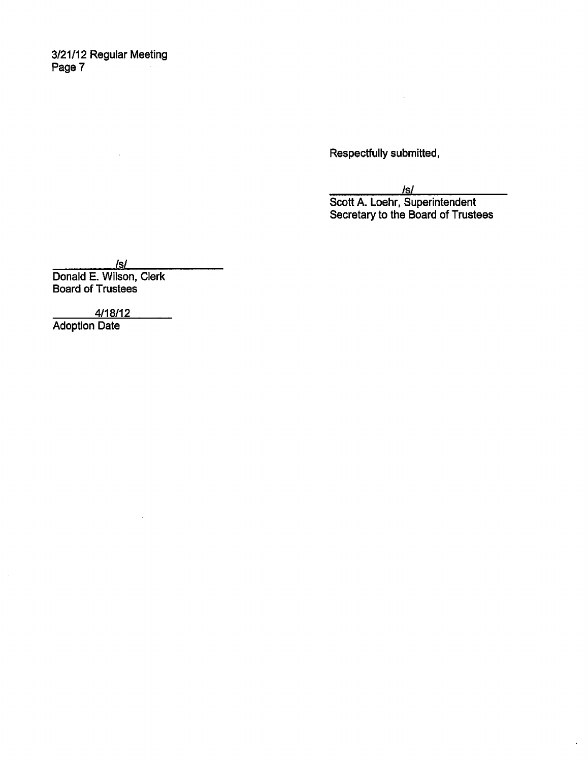Respectfully submitted,

/s/

Scott A. Loehr, Superintendent
Secretary to the Board of Trustees

/s/

Donald E. Wilson, Clerk
Board of Trustees

4/18/12

Adoption Date